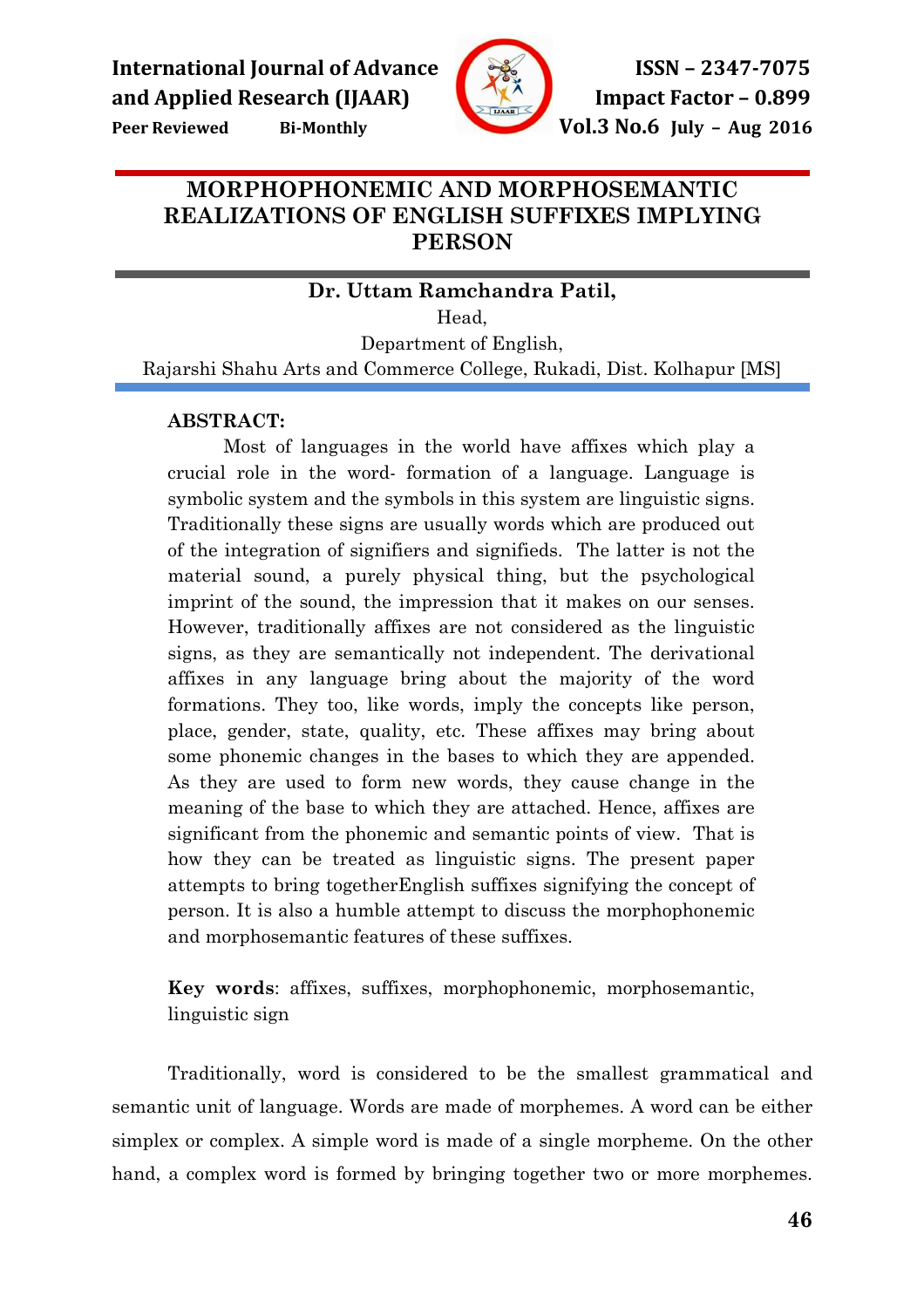# MORPHOPHONEMIC AND MORPHOSEMANTIC REALIZATIONS OF ENGLISH SUFFIXES IMPLYING PERSON

**Dr. Uttam Ramchandra Patil,**

Head,

Department of English,

Rajarshi Shahu Arts and Commerce College, Rukadi, Dist. Kolhapur [MS]

**ABSTRACT:**

Most of languages in the world have affixes which play a crucial role in the word- formation of a language. Language is symbolic system and the symbols in this system are linguistic signs. Traditionally these signs are usually words which are produced out of the integration of signifiers and signifieds. The latter is not the material sound, a purely physical thing, but the psychological imprint of the sound, the impression that it makes on our senses. However, traditionally affixes are not considered as the linguistic signs, as they are semantically not independent. The derivational affixes in any language bring about the majority of the word formations. They too, like words, imply the concepts like person, place, gender, state, quality, etc. These affixes may bring about some phonemic changes in the bases to which they are appended. As they are used to form new words, they cause change in the meaning of the base to which they are attached. Hence, affixes are significant from the phonemic and semantic points of view. That is how they can be treated as linguistic signs. The present paper attempts to bring togetherEnglish suffixes signifying the concept of person. It is also a humble attempt to discuss the morphophonemic and morphosemantic features of these suffixes.

**Key words**: affixes, suffixes, morphophonemic, morphosemantic, linguistic sign

Traditionally, word is considered to be the smallest grammatical and semantic unit of language. Words are made of morphemes. A word can be either simplex or complex. A simple word is made of a single morpheme. On the other hand, a complex word is formed by bringing together two or more morphemes.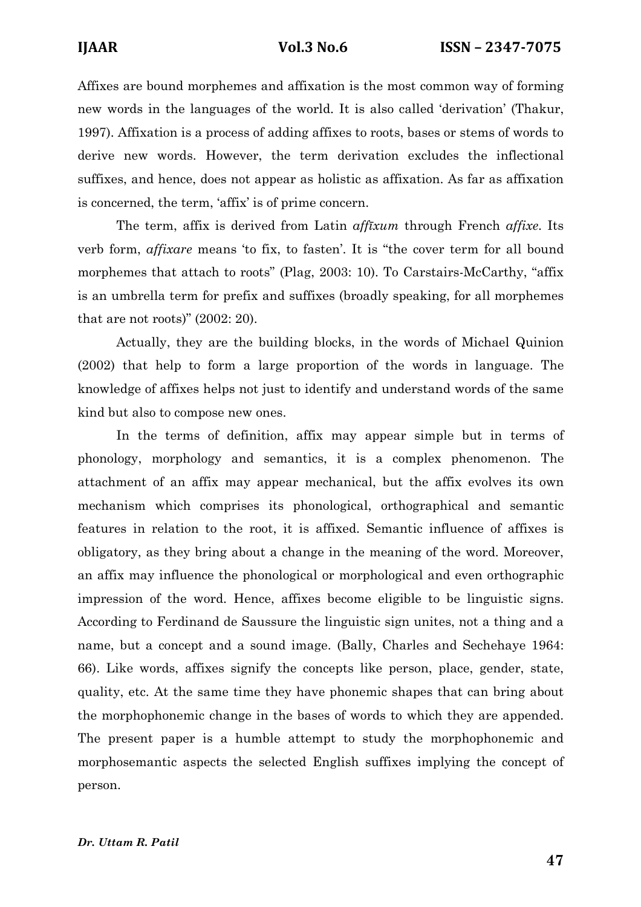Affixes are bound morphemes and affixation is the most common way of forming new words in the languages of the world. It is also called 'derivation' (Thakur, 1997). Affixation is a process of adding affixes to roots, bases or stems of words to derive new words. However, the term derivation excludes the inflectional suffixes, and hence, does not appear as holistic as affixation. As far as affixation is concerned, the term, 'affix' is of prime concern.

The term, affix is derived from Latin *affīxum* through French *affixe.* Its verb form, *affixare* means 'to fix, to fasten'. It is "the cover term for all bound morphemes that attach to roots" (Plag, 2003: 10). To Carstairs-McCarthy, "affix is an umbrella term for prefix and suffixes (broadly speaking, for all morphemes that are not roots)" (2002: 20).

Actually, they are the building blocks, in the words of Michael Quinion (2002) that help to form a large proportion of the words in language. The knowledge of affixes helps not just to identify and understand words of the same kind but also to compose new ones.

In the terms of definition, affix may appear simple but in terms of phonology, morphology and semantics, it is a complex phenomenon. The attachment of an affix may appear mechanical, but the affix evolves its own mechanism which comprises its phonological, orthographical and semantic features in relation to the root, it is affixed. Semantic influence of affixes is obligatory, as they bring about a change in the meaning of the word. Moreover, an affix may influence the phonological or morphological and even orthographic impression of the word. Hence, affixes become eligible to be linguistic signs. According to Ferdinand de Saussure the linguistic sign unites, not a thing and a name, but a concept and a sound image. (Bally, Charles and Sechehaye 1964: 66). Like words, affixes signify the concepts like person, place, gender, state, quality, etc. At the same time they have phonemic shapes that can bring about the morphophonemic change in the bases of words to which they are appended. The present paper is a humble attempt to study the morphophonemic and morphosemantic aspects the selected English suffixes implying the concept of person.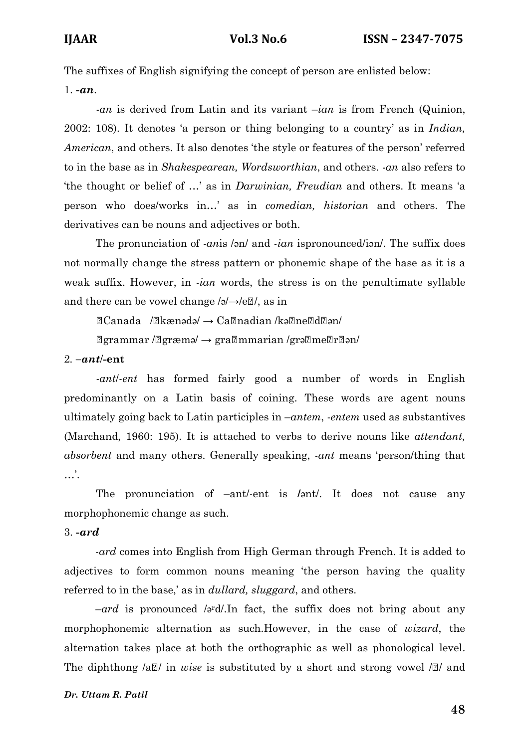The suffixes of English signifying the concept of person are enlisted below:

1. ***-an***.

*-an* is derived from Latin and its variant *–ian* is from French (Quinion, 2002: 108). It denotes 'a person or thing belonging to a country' as in *Indian, American*, and others. It also denotes 'the style or features of the person' referred to in the base as in *Shakespearean, Wordsworthian*, and others. *-an* also refers to 'the thought or belief of …' as in *Darwinian, Freudian* and others. It means 'a person who does/works in…' as in *comedian, historian* and others. The derivatives can be nouns and adjectives or both.

The pronunciation of *-an*is /ən/ and *-ian* ispronounced/iən/. The suffix does not normally change the stress pattern or phonemic shape of the base as it is a weak suffix. However, in *-ian* words, the stress is on the penultimate syllable and there can be vowel change /ə/→/eɪ/, as in

ˈCanada /ˈkænədə/ → Caˈnadian /kəˈneɪdɪən/

ˈgrammar /ˈgræmə/ → graˈmmarian /grəˈmeərɪən/

2. ***–ant*/-ent**

*-ant*/*-ent* has formed fairly good a number of words in English predominantly on a Latin basis of coining. These words are agent nouns ultimately going back to Latin participles in *–antem*, *-entem* used as substantives (Marchand, 1960: 195). It is attached to verbs to derive nouns like *attendant, absorbent* and many others. Generally speaking, *-ant* means 'person/thing that …'.

The pronunciation of –ant/-ent is /ənt/. It does not cause any morphophonemic change as such.

3. ***-ard***

*-ard* comes into English from High German through French. It is added to adjectives to form common nouns meaning 'the person having the quality referred to in the base,' as in *dullard, sluggard*, and others.

*–ard* is pronounced /əʳd/.In fact, the suffix does not bring about any morphophonemic alternation as such.However, in the case of *wizard*, the alternation takes place at both the orthographic as well as phonological level. The diphthong /aɪ/ in *wise* is substituted by a short and strong vowel /ɪ/ and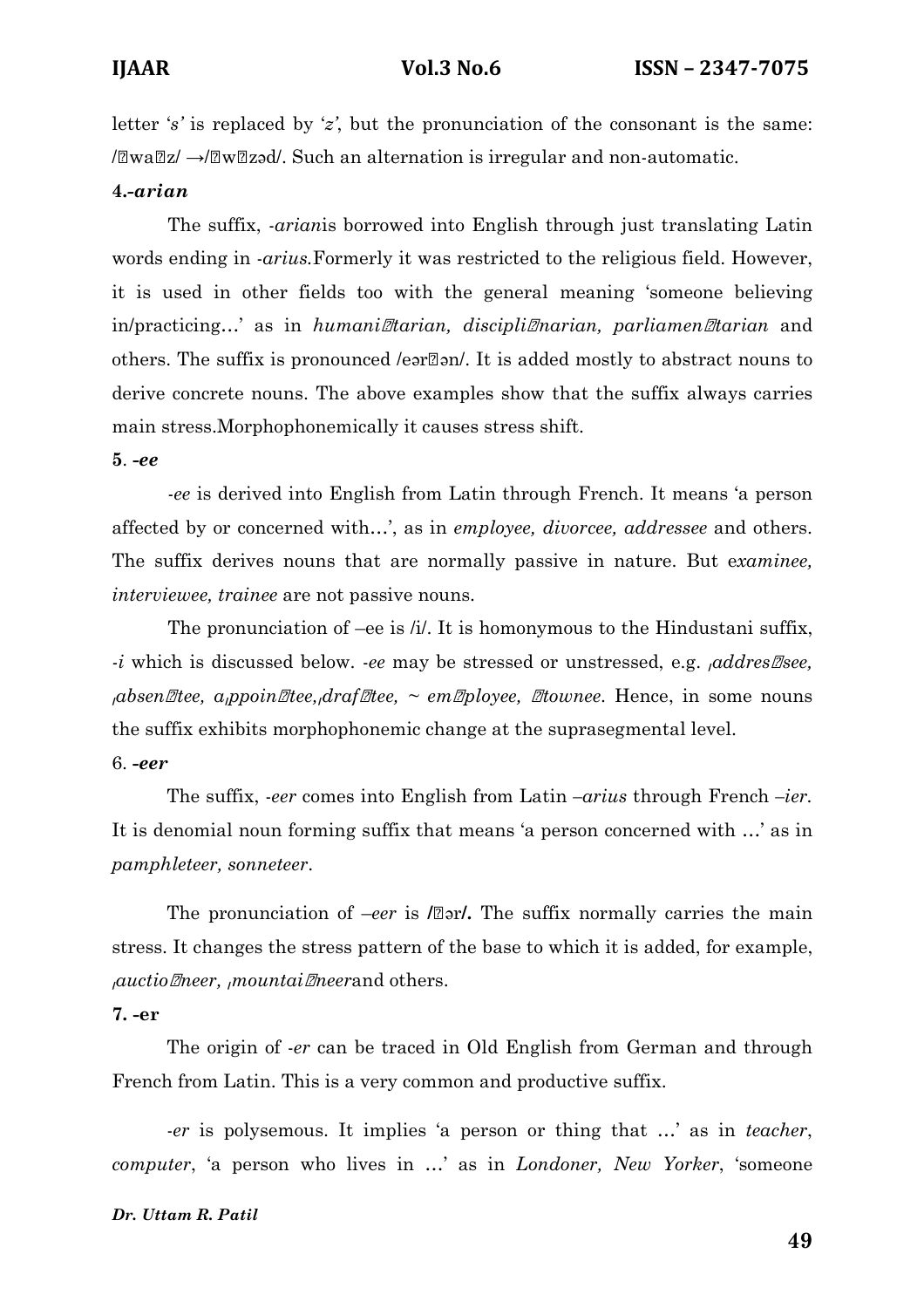letter '*s'* is replaced by '*z*', but the pronunciation of the consonant is the same: /ˈwaːz/ →/ˈwɑːzəd/. Such an alternation is irregular and non-automatic.

**4.-*arian***

The suffix, *-arian*is borrowed into English through just translating Latin words ending in *-arius.*Formerly it was restricted to the religious field. However, it is used in other fields too with the general meaning 'someone believing in/practicing…' as in *humaniˈtarian, discipliˈnarian, parliamenˈtarian* and others. The suffix is pronounced /eərɪən/. It is added mostly to abstract nouns to derive concrete nouns. The above examples show that the suffix always carries main stress.Morphophonemically it causes stress shift.

**5**. ***-ee***

*-ee* is derived into English from Latin through French. It means 'a person affected by or concerned with…', as in *employee, divorcee, addressee* and others. The suffix derives nouns that are normally passive in nature. But e*xaminee, interviewee, trainee* are not passive nouns.

The pronunciation of –ee is /i/. It is homonymous to the Hindustani suffix, *-i* which is discussed below. *-ee* may be stressed or unstressed, e.g. *ˌaddresˈsee, ˌabsenˈtee, aˌppoinˈtee,ˌdrafˈtee, ~ emˈployee, ˈtownee.* Hence, in some nouns the suffix exhibits morphophonemic change at the suprasegmental level.

6. ***-eer***

The suffix, *-eer* comes into English from Latin –*arius* through French –*ier.* It is denomial noun forming suffix that means 'a person concerned with …' as in *pamphleteer, sonneteer*.

The pronunciation of –*eer* is **/**ɪər**/.** The suffix normally carries the main stress. It changes the stress pattern of the base to which it is added, for example, *ˌauctioˈneer, ˌmountaiˈneer*and others.

**7. -er**

The origin of *-er* can be traced in Old English from German and through French from Latin. This is a very common and productive suffix.

*-er* is polysemous. It implies 'a person or thing that …' as in *teacher*, *computer*, 'a person who lives in …' as in *Londoner, New Yorker*, 'someone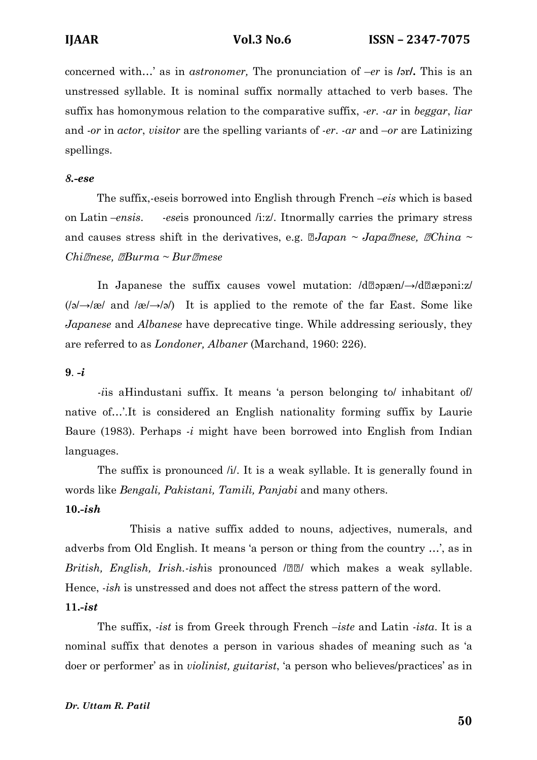concerned with…' as in *astronomer,* The pronunciation of *–er* is **/**ər**/.** This is an unstressed syllable. It is nominal suffix normally attached to verb bases. The suffix has homonymous relation to the comparative suffix, *-er*. *-ar* in *beggar*, *liar* and *-or* in *actor*, *visitor* are the spelling variants of *-er*. *-ar* and *–or* are Latinizing spellings.

### *8.-ese*

The suffix,-eseis borrowed into English through French *–eis* which is based on Latin *–ensis*. *-ese*is pronounced /i:z/. Itnormally carries the primary stress and causes stress shift in the derivatives, e.g. *ˈJapan ~ Japaˈnese, ˈChina ~ Chiˈnese, ˈBurma ~ Burˈmese*

In Japanese the suffix causes vowel mutation: /dʒəpæn/→/dʒæpəni:z/ (/ə/→/æ/ and /æ/→/ə/) It is applied to the remote of the far East. Some like *Japanese* and *Albanese* have deprecative tinge. While addressing seriously, they are referred to as *Londoner, Albaner* (Marchand, 1960: 226).

### **9**. *-i*

*-i*is aHindustani suffix. It means 'a person belonging to/ inhabitant of/ native of…'.It is considered an English nationality forming suffix by Laurie Baure (1983). Perhaps *-i* might have been borrowed into English from Indian languages.

The suffix is pronounced /i/. It is a weak syllable. It is generally found in words like *Bengali, Pakistani, Tamili, Panjabi* and many others.

### **10.-*ish***

Thisis a native suffix added to nouns, adjectives, numerals, and adverbs from Old English. It means 'a person or thing from the country …', as in *British, English, Irish.-ish*is pronounced /ɪʃ/ which makes a weak syllable. Hence, *-ish* is unstressed and does not affect the stress pattern of the word.

### **11.-*ist***

The suffix, *-ist* is from Greek through French *–iste* and Latin *-ista*. It is a nominal suffix that denotes a person in various shades of meaning such as 'a doer or performer' as in *violinist, guitarist*, 'a person who believes/practices' as in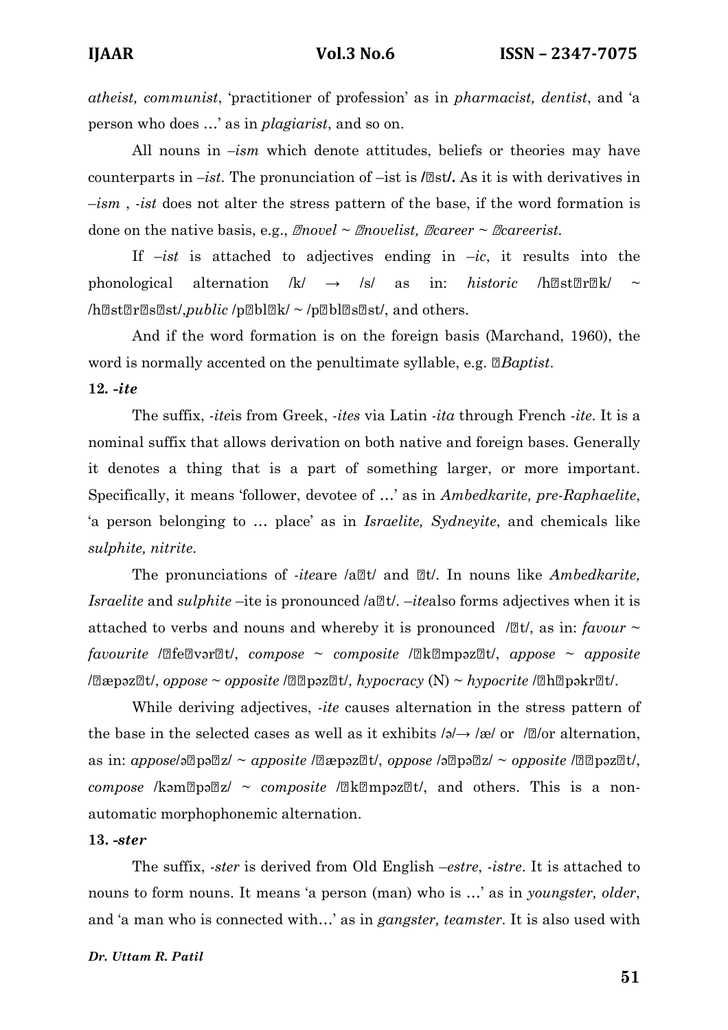*atheist, communist*, 'practitioner of profession' as in *pharmacist, dentist*, and 'a person who does …' as in *plagiarist*, and so on.

All nouns in *–ism* which denote attitudes, beliefs or theories may have counterparts in *–ist*. The pronunciation of –ist is **/**�st**/.** As it is with derivatives in *–ism* , *-ist* does not alter the stress pattern of the base, if the word formation is done on the native basis, e.g., *�novel ~ �novelist, �career ~ �careerist*.

If *–ist* is attached to adjectives ending in *–ic*, it results into the phonological alternation /k/ → /s/ as in: *historic* /h�st�r�k/ ~ /h�st�r�s�st/,*public* /p�bl�k/ ~ /p�bl�s�st/, and others.

And if the word formation is on the foreign basis (Marchand, 1960), the word is normally accented on the penultimate syllable, e.g. �*Baptist*.

**12. *-ite***

The suffix, *-ite*is from Greek, *-ites* via Latin *-ita* through French *-ite*. It is a nominal suffix that allows derivation on both native and foreign bases. Generally it denotes a thing that is a part of something larger, or more important. Specifically, it means 'follower, devotee of …' as in *Ambedkarite, pre-Raphaelite*, 'a person belonging to … place' as in *Israelite, Sydneyite*, and chemicals like *sulphite, nitrite*.

The pronunciations of *-ite*are /a�t/ and �t/. In nouns like *Ambedkarite, Israelite* and *sulphite* –ite is pronounced /a�t/. *–ite*also forms adjectives when it is attached to verbs and nouns and whereby it is pronounced /�t/, as in: *favour ~ favourite* /�fe�vər�t/, *compose ~ composite* /�k�mpəz�t/, *appose ~ apposite* /�æpəz�t/, *oppose ~ opposite* /��pəz�t/, *hypocracy* (N) ~ *hypocrite* /�h�pəkr�t/.

While deriving adjectives, *-ite* causes alternation in the stress pattern of the base in the selected cases as well as it exhibits /ə/→ /æ/ or /�/or alternation, as in: *appose*/ə�pə�z/ ~ *apposite* /�æpəz�t/, *oppose* /ə�pə�z/ ~ *opposite* /��pəz�t/, *compose* /kəm�pə�z/ ~ *composite* /�k�mpəz�t/, and others. This is a non-automatic morphophonemic alternation.

**13. *-ster***

The suffix, *-ster* is derived from Old English *–estre*, *-istre*. It is attached to nouns to form nouns. It means 'a person (man) who is …' as in *youngster, older*, and 'a man who is connected with…' as in *gangster, teamster*. It is also used with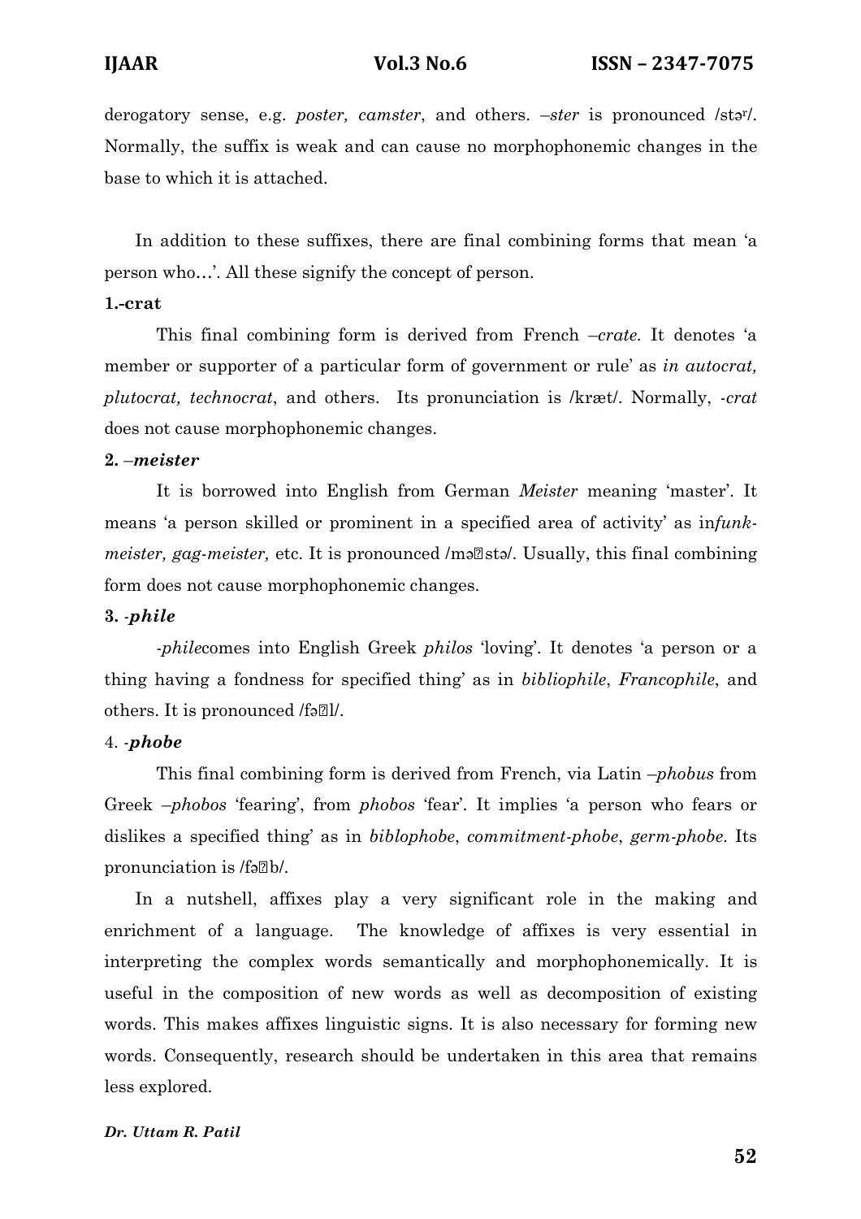derogatory sense, e.g. *poster, camster*, and others. *–ster* is pronounced /stəʳ/. Normally, the suffix is weak and can cause no morphophonemic changes in the base to which it is attached.

In addition to these suffixes, there are final combining forms that mean 'a person who…'. All these signify the concept of person.

**1.-crat**

This final combining form is derived from French *–crate.* It denotes 'a member or supporter of a particular form of government or rule' as *in autocrat, plutocrat, technocrat*, and others. Its pronunciation is /kræt/. Normally, *-crat* does not cause morphophonemic changes.

**2.** *–**meister***

It is borrowed into English from German *Meister* meaning 'master'. It means 'a person skilled or prominent in a specified area of activity' as in*funk-meister, gag-meister,* etc. It is pronounced /mə�stə/. Usually, this final combining form does not cause morphophonemic changes.

**3.** *-**phile***

*-phile*comes into English Greek *philos* 'loving'. It denotes 'a person or a thing having a fondness for specified thing' as in *bibliophile*, *Francophile*, and others. It is pronounced /fə�l/.

4. *-**phobe***

This final combining form is derived from French, via Latin *–phobus* from Greek *–phobos* 'fearing', from *phobos* 'fear'. It implies 'a person who fears or dislikes a specified thing' as in *biblophobe*, *commitment-phobe*, *germ-phobe.* Its pronunciation is /fə�b/.

In a nutshell, affixes play a very significant role in the making and enrichment of a language. The knowledge of affixes is very essential in interpreting the complex words semantically and morphophonemically. It is useful in the composition of new words as well as decomposition of existing words. This makes affixes linguistic signs. It is also necessary for forming new words. Consequently, research should be undertaken in this area that remains less explored.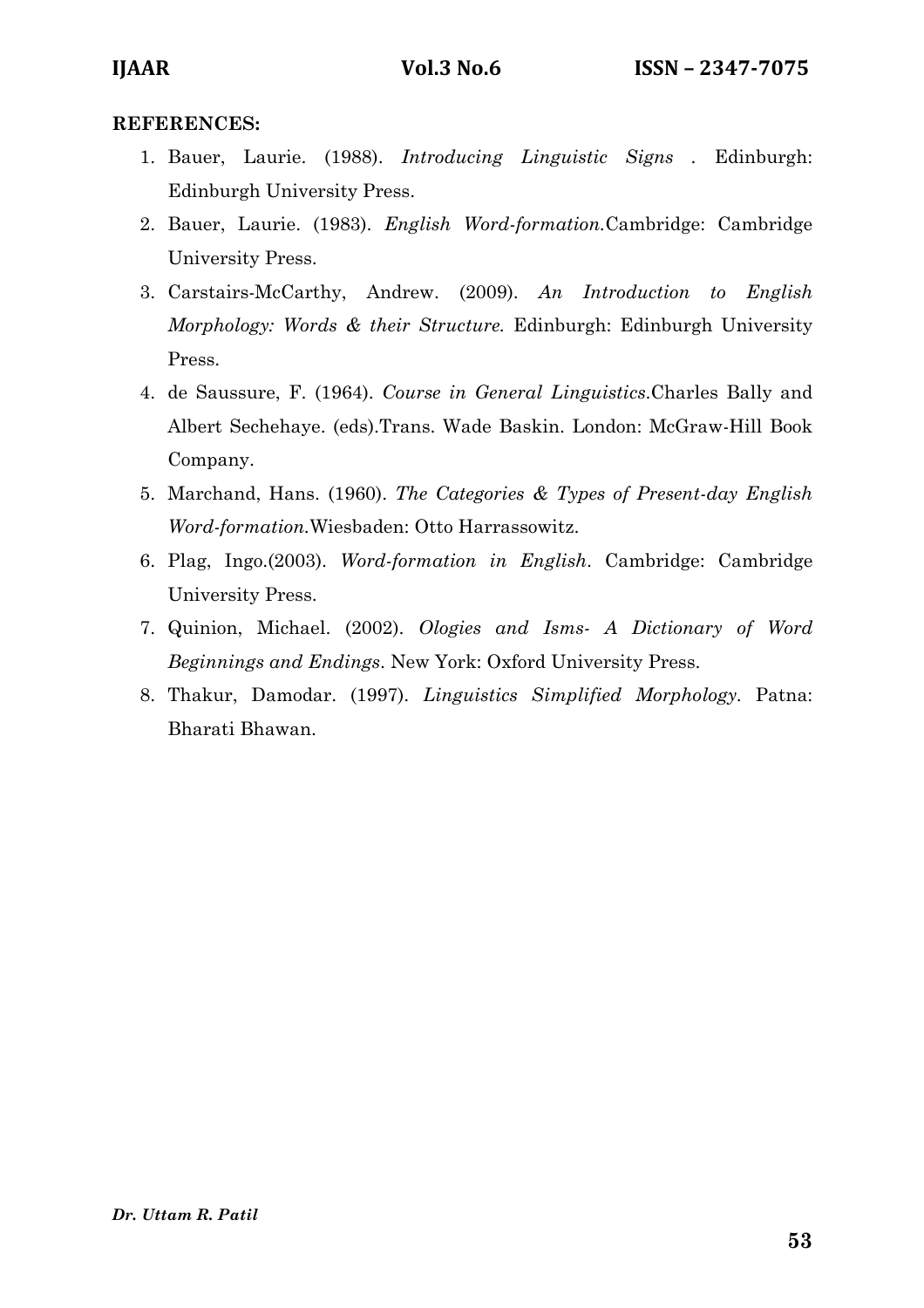**REFERENCES:**

1. Bauer, Laurie. (1988). *Introducing Linguistic Signs* . Edinburgh: Edinburgh University Press.
2. Bauer, Laurie. (1983). *English Word-formation.*Cambridge: Cambridge University Press.
3. Carstairs-McCarthy, Andrew. (2009). *An Introduction to English Morphology: Words & their Structure.* Edinburgh: Edinburgh University Press.
4. de Saussure, F. (1964). *Course in General Linguistics*.Charles Bally and Albert Sechehaye. (eds).Trans. Wade Baskin. London: McGraw-Hill Book Company.
5. Marchand, Hans. (1960). *The Categories & Types of Present-day English Word-formation.*Wiesbaden: Otto Harrassowitz.
6. Plag, Ingo.(2003). *Word-formation in English*. Cambridge: Cambridge University Press.
7. Quinion, Michael. (2002). *Ologies and Isms- A Dictionary of Word Beginnings and Endings*. New York: Oxford University Press.
8. Thakur, Damodar. (1997). *Linguistics Simplified Morphology*. Patna: Bharati Bhawan.